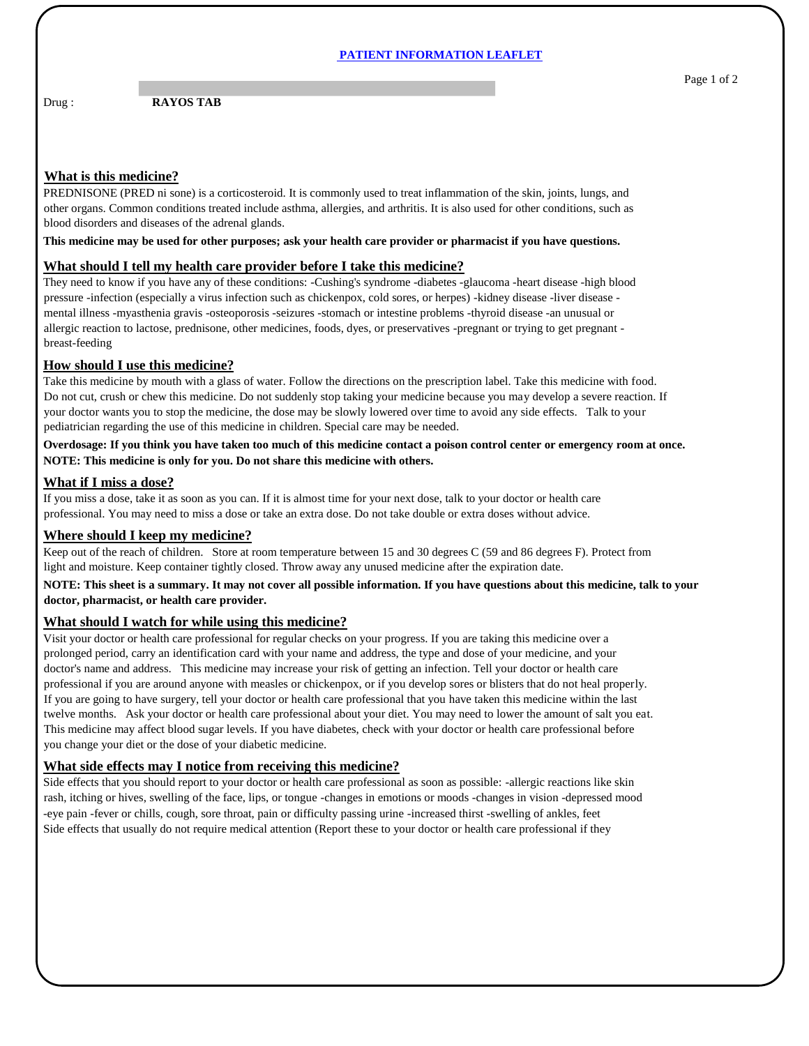# PATIENT INFORMATION LEAFLET

Drug : **RAYOS TAB**

## What is this medicine?

PREDNISONE (PRED ni sone) is a corticosteroid. It is commonly used to treat inflammation of the skin, joints, lungs, and other organs. Common conditions treated include asthma, allergies, and arthritis. It is also used for other conditions, such as blood disorders and diseases of the adrenal glands.

**This medicine may be used for other purposes; ask your health care provider or pharmacist if you have questions.**

## What should I tell my health care provider before I take this medicine?

They need to know if you have any of these conditions: -Cushing's syndrome -diabetes -glaucoma -heart disease -high blood pressure -infection (especially a virus infection such as chickenpox, cold sores, or herpes) -kidney disease -liver disease -mental illness -myasthenia gravis -osteoporosis -seizures -stomach or intestine problems -thyroid disease -an unusual or allergic reaction to lactose, prednisone, other medicines, foods, dyes, or preservatives -pregnant or trying to get pregnant -breast-feeding

## How should I use this medicine?

Take this medicine by mouth with a glass of water. Follow the directions on the prescription label. Take this medicine with food. Do not cut, crush or chew this medicine. Do not suddenly stop taking your medicine because you may develop a severe reaction. If your doctor wants you to stop the medicine, the dose may be slowly lowered over time to avoid any side effects. Talk to your pediatrician regarding the use of this medicine in children. Special care may be needed.

**Overdosage: If you think you have taken too much of this medicine contact a poison control center or emergency room at once.**
**NOTE: This medicine is only for you. Do not share this medicine with others.**

## What if I miss a dose?

If you miss a dose, take it as soon as you can. If it is almost time for your next dose, talk to your doctor or health care professional. You may need to miss a dose or take an extra dose. Do not take double or extra doses without advice.

## Where should I keep my medicine?

Keep out of the reach of children. Store at room temperature between 15 and 30 degrees C (59 and 86 degrees F). Protect from light and moisture. Keep container tightly closed. Throw away any unused medicine after the expiration date.

**NOTE: This sheet is a summary. It may not cover all possible information. If you have questions about this medicine, talk to your doctor, pharmacist, or health care provider.**

## What should I watch for while using this medicine?

Visit your doctor or health care professional for regular checks on your progress. If you are taking this medicine over a prolonged period, carry an identification card with your name and address, the type and dose of your medicine, and your doctor's name and address. This medicine may increase your risk of getting an infection. Tell your doctor or health care professional if you are around anyone with measles or chickenpox, or if you develop sores or blisters that do not heal properly. If you are going to have surgery, tell your doctor or health care professional that you have taken this medicine within the last twelve months. Ask your doctor or health care professional about your diet. You may need to lower the amount of salt you eat. This medicine may affect blood sugar levels. If you have diabetes, check with your doctor or health care professional before you change your diet or the dose of your diabetic medicine.

## What side effects may I notice from receiving this medicine?

Side effects that you should report to your doctor or health care professional as soon as possible: -allergic reactions like skin rash, itching or hives, swelling of the face, lips, or tongue -changes in emotions or moods -changes in vision -depressed mood -eye pain -fever or chills, cough, sore throat, pain or difficulty passing urine -increased thirst -swelling of ankles, feet
Side effects that usually do not require medical attention (Report these to your doctor or health care professional if they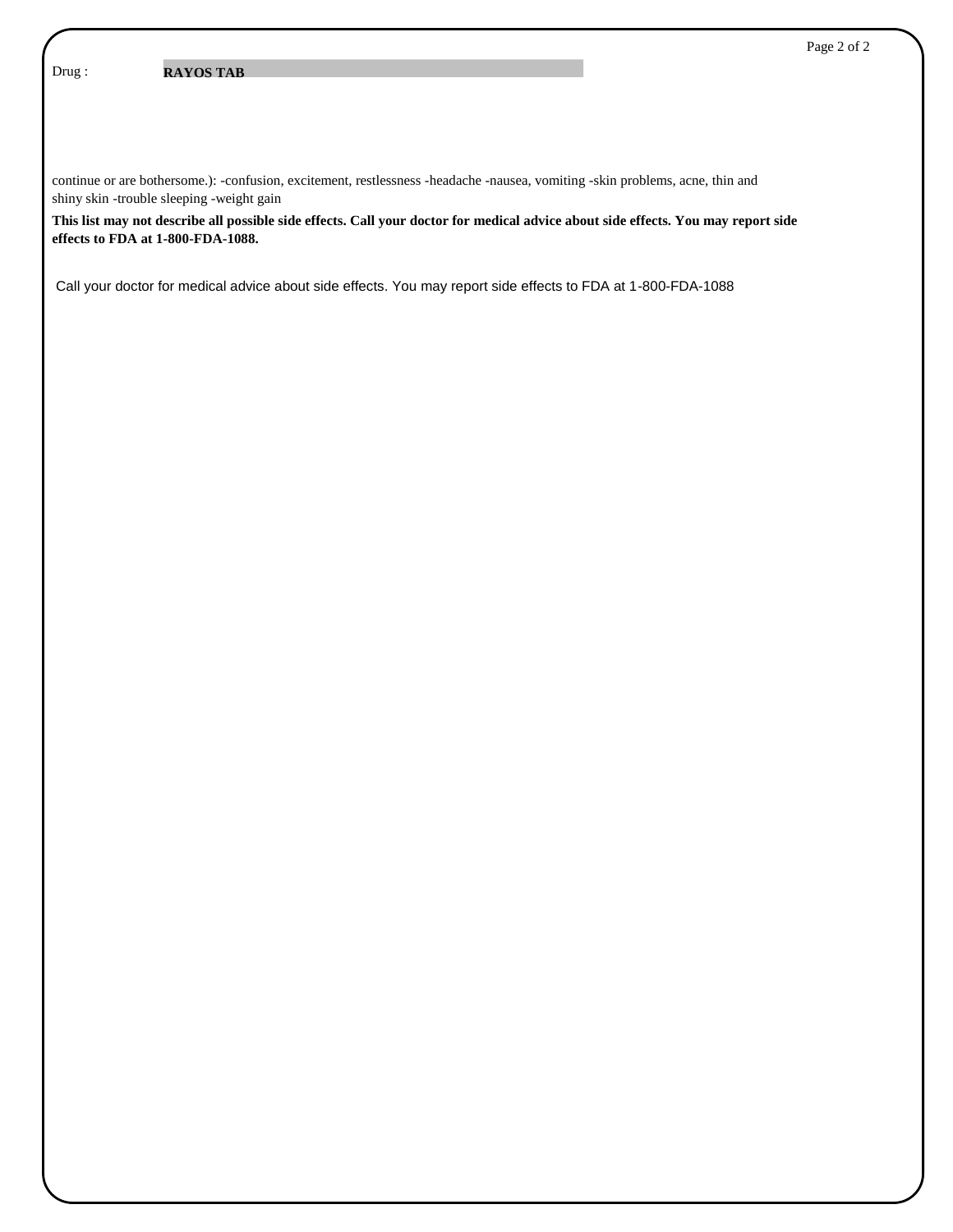Drug : **RAYOS TAB**

continue or are bothersome.): -confusion, excitement, restlessness -headache -nausea, vomiting -skin problems, acne, thin and shiny skin -trouble sleeping -weight gain

**This list may not describe all possible side effects. Call your doctor for medical advice about side effects. You may report side effects to FDA at 1-800-FDA-1088.**

Call your doctor for medical advice about side effects. You may report side effects to FDA at 1-800-FDA-1088